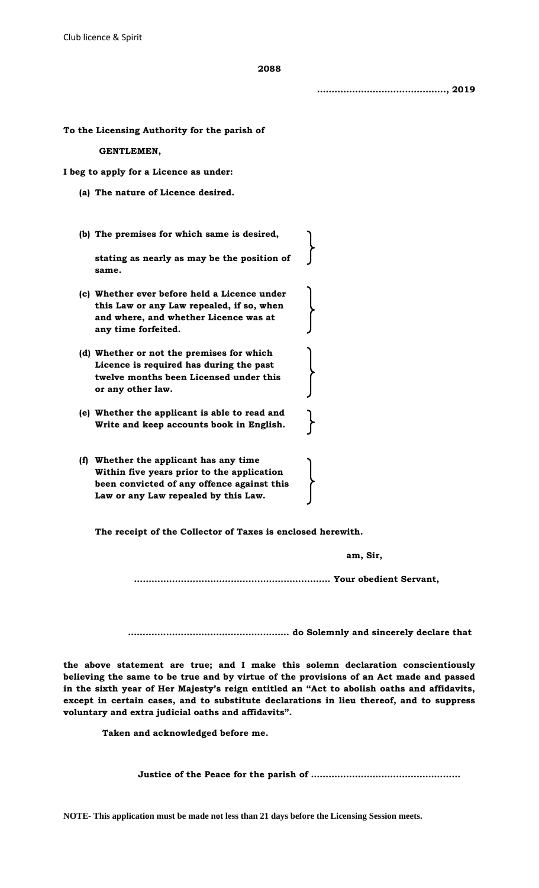Club licence & Spirit

**2088**

**..........................................., 2019**

**To the Licensing Authority for the parish of**

**GENTLEMEN,**

**I beg to apply for a Licence as under:**

**(a) The nature of Licence desired.**

**(b) The premises for which same is desired, stating as nearly as may be the position of same.**

**(c) Whether ever before held a Licence under this Law or any Law repealed, if so, when and where, and whether Licence was at any time forfeited.**

**(d) Whether or not the premises for which Licence is required has during the past twelve months been Licensed under this or any other law.**

**(e) Whether the applicant is able to read and Write and keep accounts book in English.**

**(f) Whether the applicant has any time Within five years prior to the application been convicted of any offence against this Law or any Law repealed by this Law.**

**The receipt of the Collector of Taxes is enclosed herewith.**

**am, Sir,**

**.................................................................. Your obedient Servant,**

**...................................................... do Solemnly and sincerely declare that**

**the above statement are true; and I make this solemn declaration conscientiously believing the same to be true and by virtue of the provisions of an Act made and passed in the sixth year of Her Majesty's reign entitled an "Act to abolish oaths and affidavits, except in certain cases, and to substitute declarations in lieu thereof, and to suppress voluntary and extra judicial oaths and affidavits".**

**Taken and acknowledged before me.**

**Justice of the Peace for the parish of ..................................................**

**NOTE- This application must be made not less than 21 days before the Licensing Session meets.**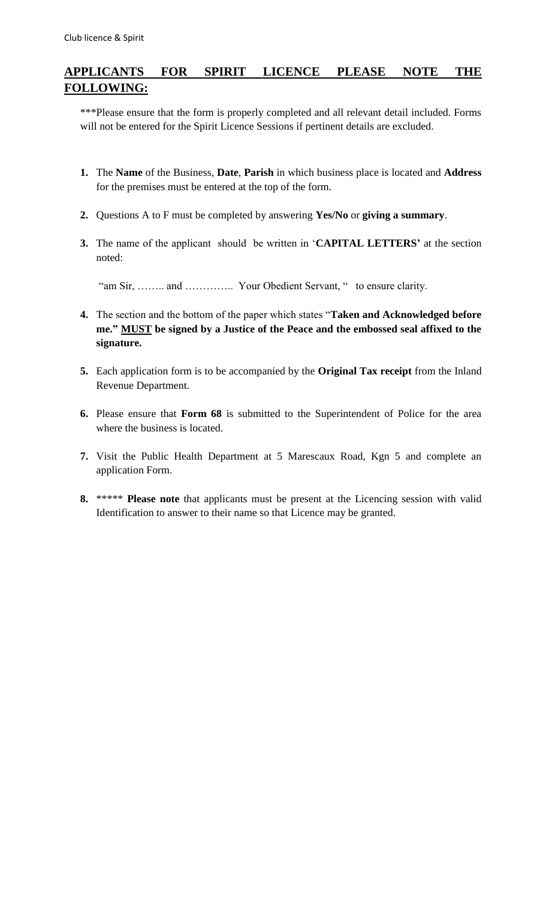## APPLICANTS FOR SPIRIT LICENCE PLEASE NOTE THE FOLLOWING:

***Please ensure that the form is properly completed and all relevant detail included. Forms will not be entered for the Spirit Licence Sessions if pertinent details are excluded.

1. The **Name** of the Business, **Date**, **Parish** in which business place is located and **Address** for the premises must be entered at the top of the form.

2. Questions A to F must be completed by answering **Yes/No** or **giving a summary**.

3. The name of the applicant should be written in '**CAPITAL LETTERS'** at the section noted:

   "am Sir, …….. and ………….. Your Obedient Servant, " to ensure clarity.

4. The section and the bottom of the paper which states "**Taken and Acknowledged before me." MUST be signed by a Justice of the Peace and the embossed seal affixed to the signature.**

5. Each application form is to be accompanied by the **Original Tax receipt** from the Inland Revenue Department.

6. Please ensure that **Form 68** is submitted to the Superintendent of Police for the area where the business is located.

7. Visit the Public Health Department at 5 Marescaux Road, Kgn 5 and complete an application Form.

8. ***** **Please note** that applicants must be present at the Licencing session with valid Identification to answer to their name so that Licence may be granted.